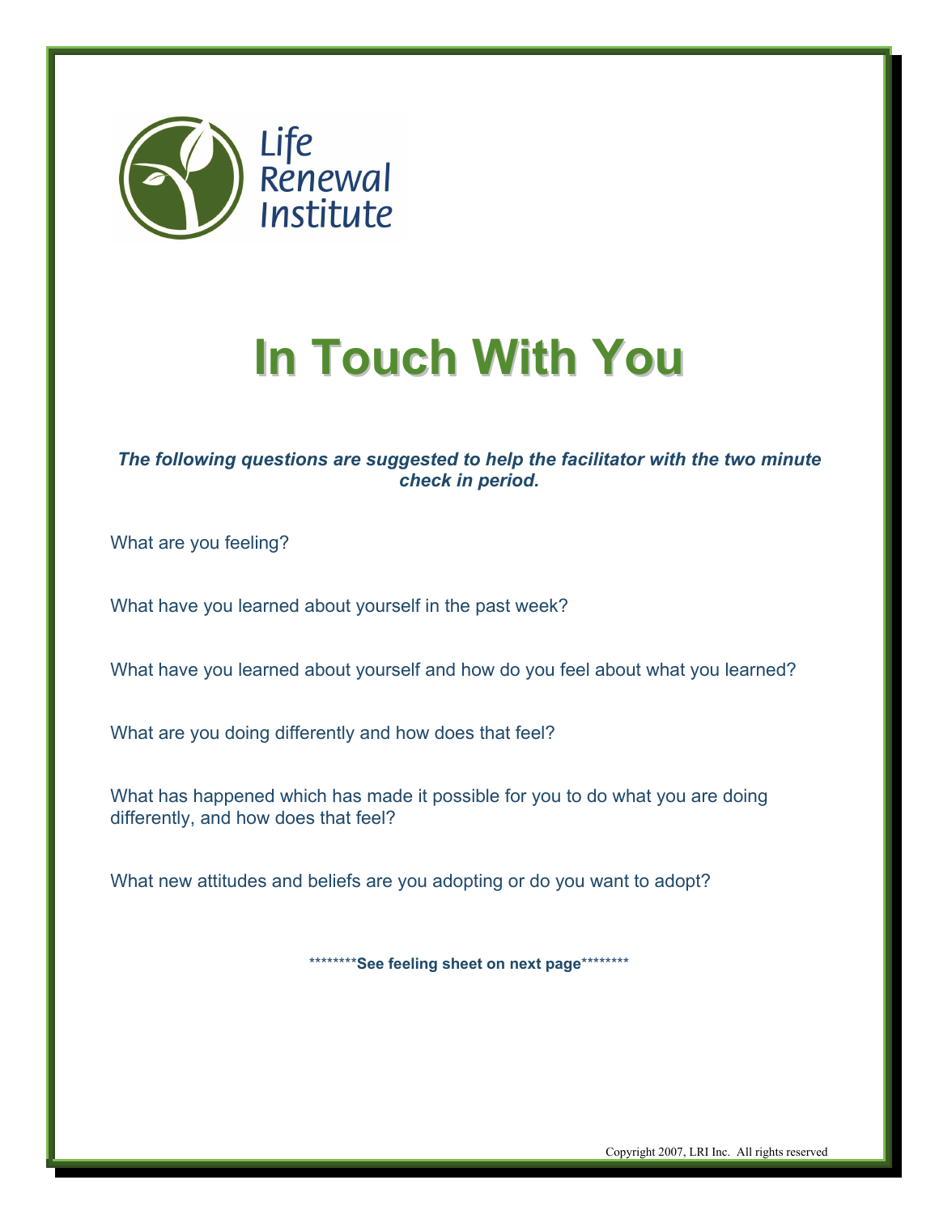Life Renewal Institute

# In Touch With You

***The following questions are suggested to help the facilitator with the two minute check in period.***

What are you feeling?

What have you learned about yourself in the past week?

What have you learned about yourself and how do you feel about what you learned?

What are you doing differently and how does that feel?

What has happened which has made it possible for you to do what you are doing differently, and how does that feel?

What new attitudes and beliefs are you adopting or do you want to adopt?

**********See feeling sheet on next page**********

Copyright 2007, LRI Inc. All rights reserved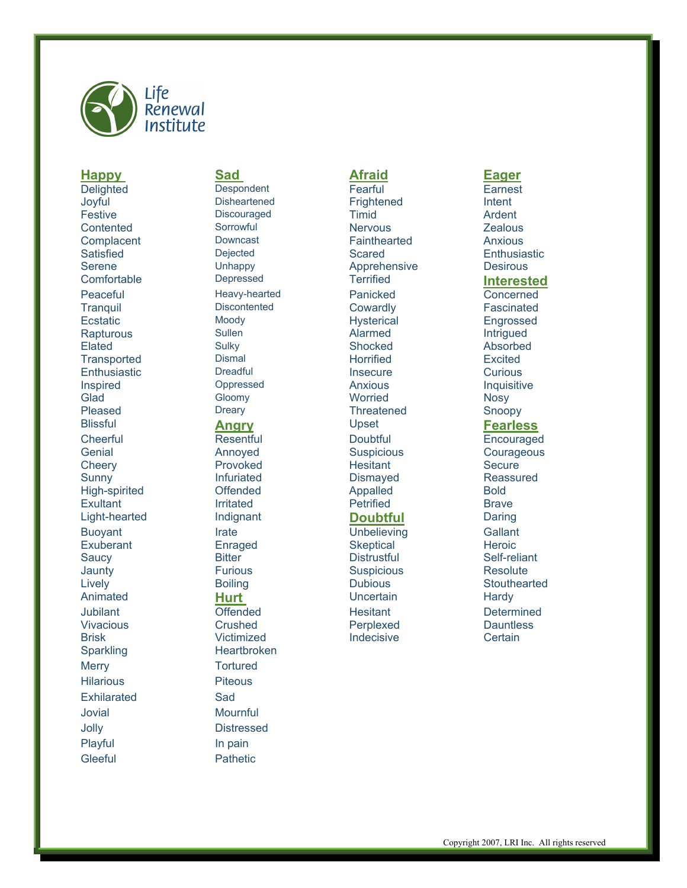Life Renewal Institute

## Happy

Delighted
Joyful
Festive
Contented
Complacent
Satisfied
Serene
Comfortable
Peaceful
Tranquil
Ecstatic
Rapturous
Elated
Transported
Enthusiastic
Inspired
Glad
Pleased
Blissful
Cheerful
Genial
Cheery
Sunny
High-spirited
Exultant
Light-hearted
Buoyant
Exuberant
Saucy
Jaunty
Lively
Animated
Jubilant
Vivacious
Brisk
Sparkling
Merry
Hilarious
Exhilarated
Jovial
Jolly
Playful
Gleeful

## Sad

Despondent
Disheartened
Discouraged
Sorrowful
Downcast
Dejected
Unhappy
Depressed
Heavy-hearted
Discontented
Moody
Sullen
Sulky
Dismal
Dreadful
Oppressed
Gloomy
Dreary

## Angry

Resentful
Annoyed
Provoked
Infuriated
Offended
Irritated
Indignant
Irate
Enraged
Bitter
Furious
Boiling

## Hurt

Offended
Crushed
Victimized
Heartbroken
Tortured
Piteous
Sad
Mournful
Distressed
In pain
Pathetic

## Afraid

Fearful
Frightened
Timid
Nervous
Fainthearted
Scared
Apprehensive
Terrified
Panicked
Cowardly
Hysterical
Alarmed
Shocked
Horrified
Insecure
Anxious
Worried
Threatened
Upset
Doubtful
Suspicious
Hesitant
Dismayed
Appalled
Petrified

## Doubtful

Unbelieving
Skeptical
Distrustful
Suspicious
Dubious
Uncertain
Hesitant
Perplexed
Indecisive

## Eager

Earnest
Intent
Ardent
Zealous
Anxious
Enthusiastic
Desirous

## Interested

Concerned
Fascinated
Engrossed
Intrigued
Absorbed
Excited
Curious
Inquisitive
Nosy
Snoopy

## Fearless

Encouraged
Courageous
Secure
Reassured
Bold
Brave
Daring
Gallant
Heroic
Self-reliant
Resolute
Stouthearted
Hardy
Determined
Dauntless
Certain

Copyright 2007, LRI Inc. All rights reserved